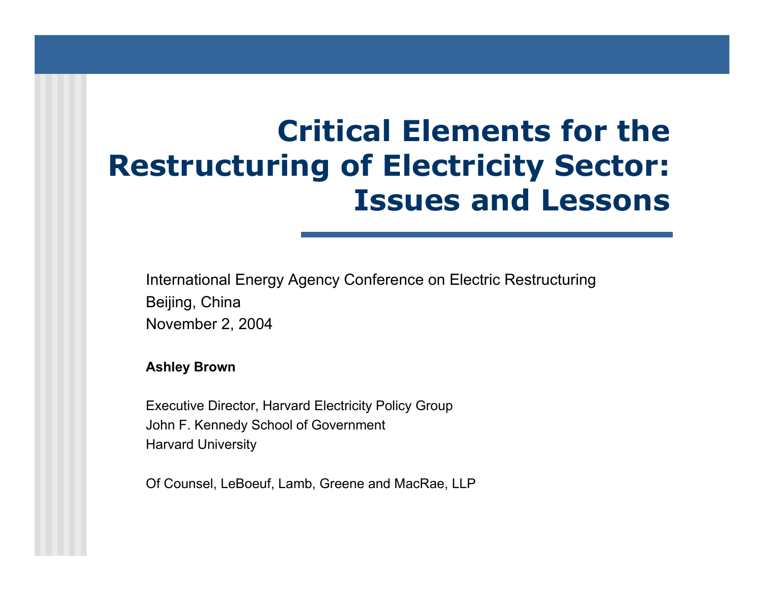# Critical Elements for the Restructuring of Electricity Sector: Issues and Lessons

International Energy Agency Conference on Electric Restructuring
Beijing, China
November 2, 2004

**Ashley Brown**

Executive Director, Harvard Electricity Policy Group
John F. Kennedy School of Government
Harvard University

Of Counsel, LeBoeuf, Lamb, Greene and MacRae, LLP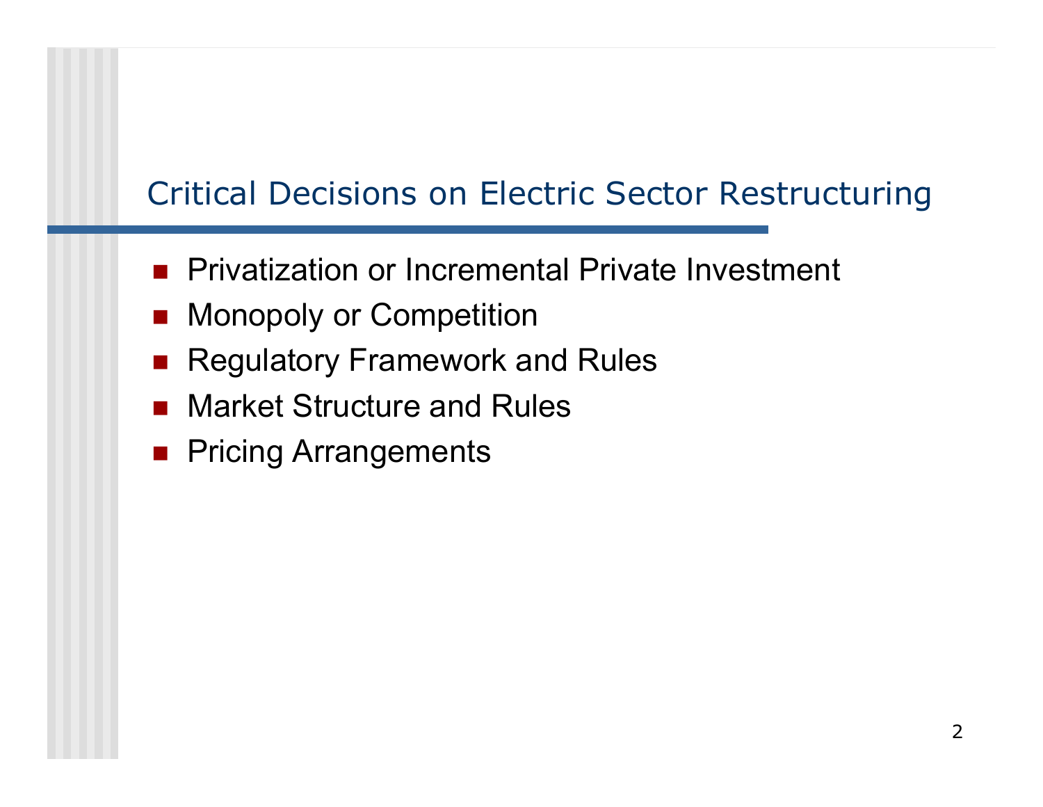## Critical Decisions on Electric Sector Restructuring

- Privatization or Incremental Private Investment
- Monopoly or Competition
- Regulatory Framework and Rules
- Market Structure and Rules
- Pricing Arrangements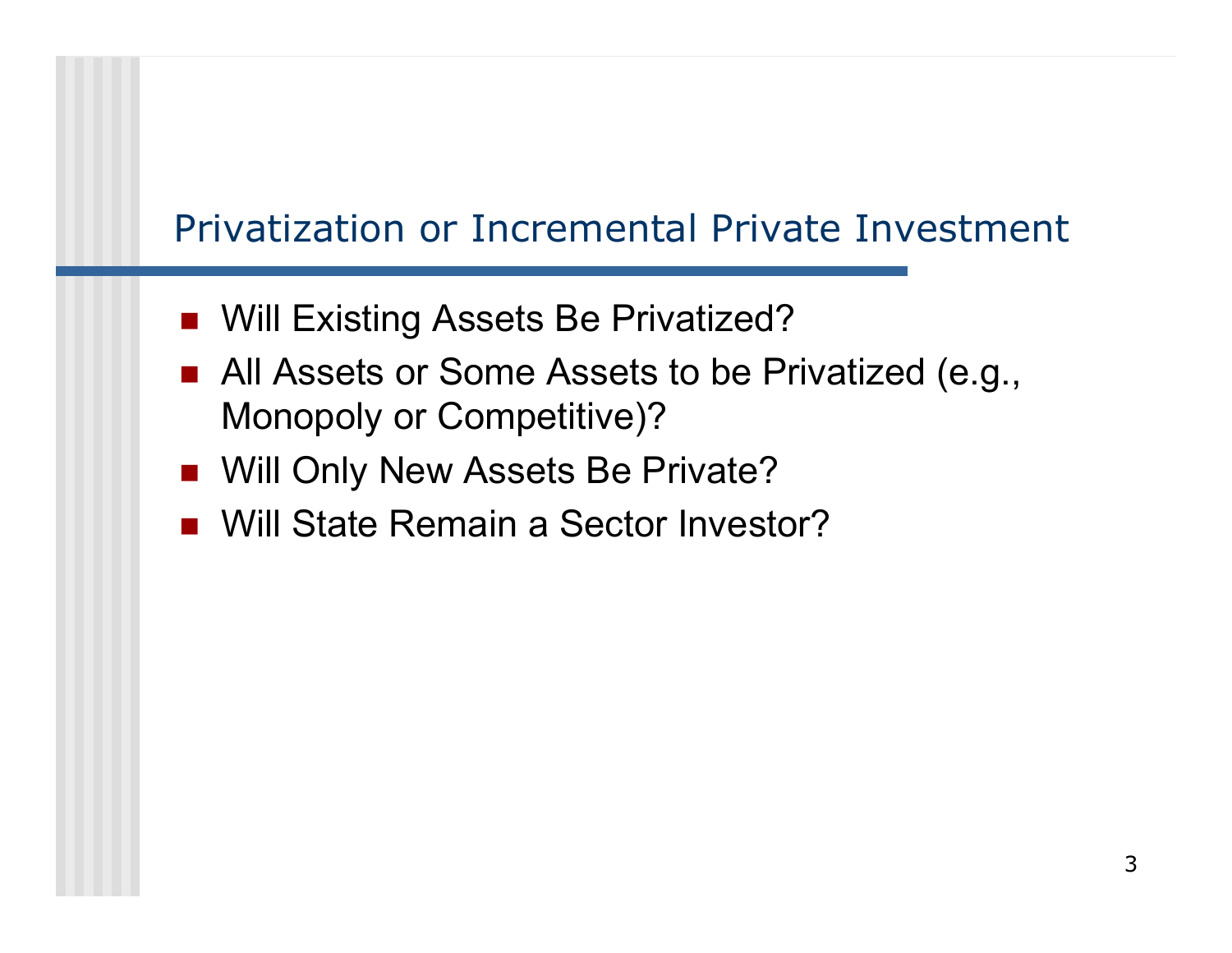## Privatization or Incremental Private Investment

- Will Existing Assets Be Privatized?
- All Assets or Some Assets to be Privatized (e.g., Monopoly or Competitive)?
- Will Only New Assets Be Private?
- Will State Remain a Sector Investor?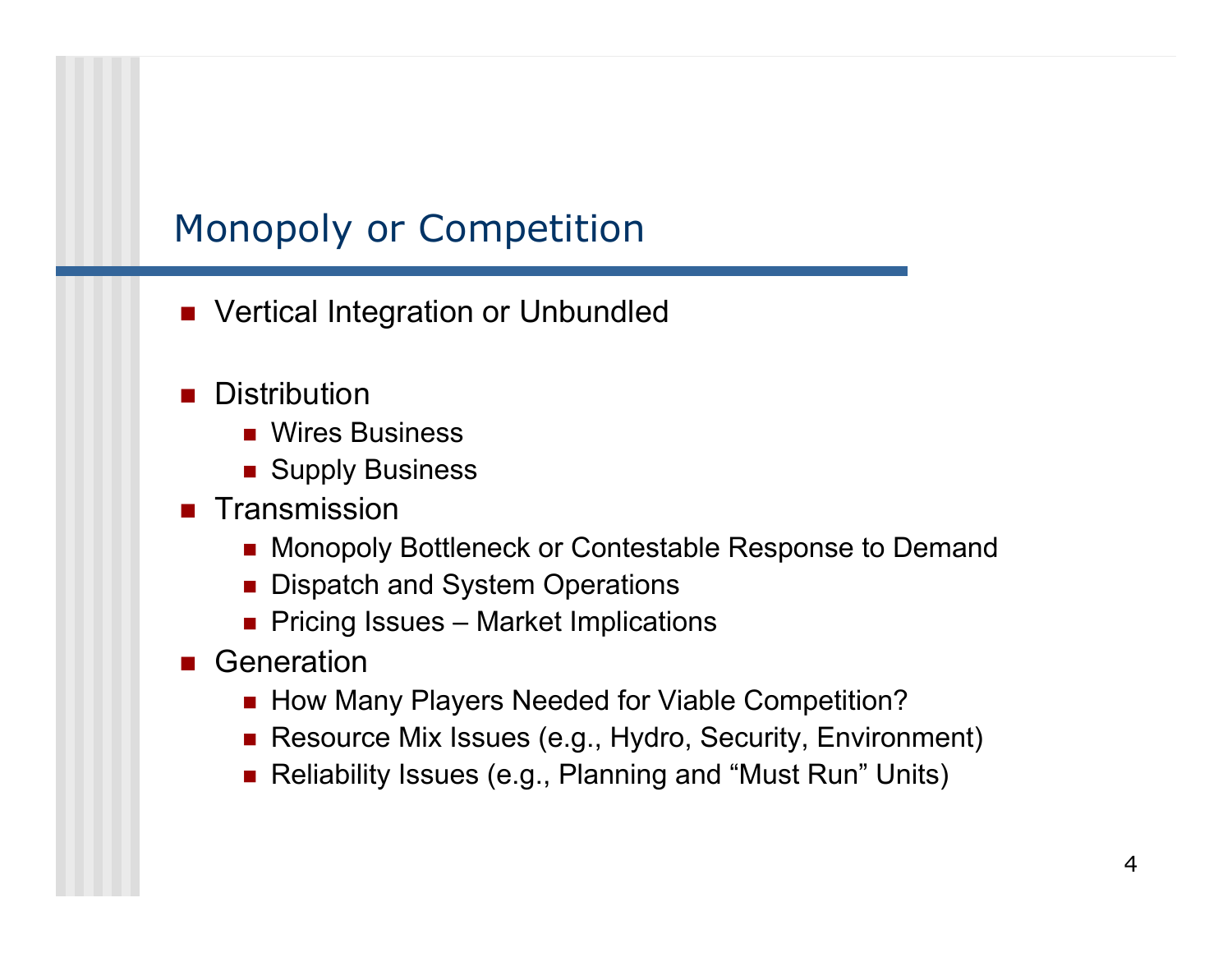# Monopoly or Competition

- Vertical Integration or Unbundled

- Distribution
  - Wires Business
  - Supply Business
- Transmission
  - Monopoly Bottleneck or Contestable Response to Demand
  - Dispatch and System Operations
  - Pricing Issues – Market Implications
- Generation
  - How Many Players Needed for Viable Competition?
  - Resource Mix Issues (e.g., Hydro, Security, Environment)
  - Reliability Issues (e.g., Planning and “Must Run” Units)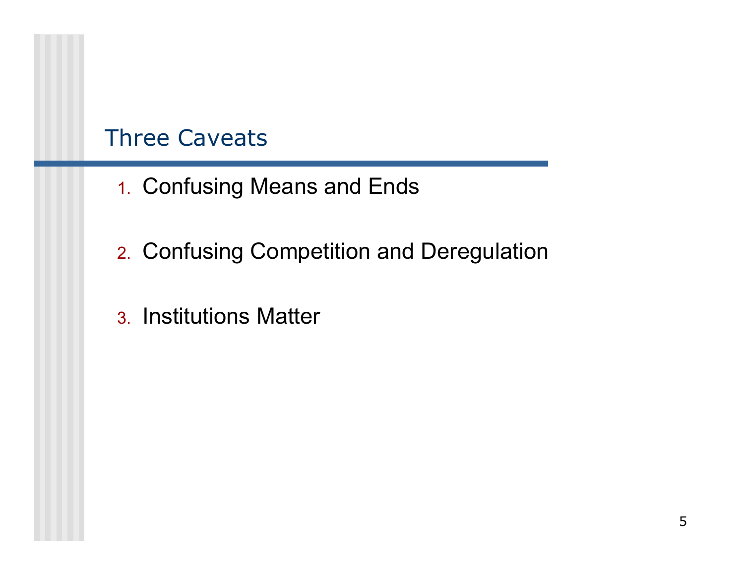## Three Caveats

1. Confusing Means and Ends
2. Confusing Competition and Deregulation
3. Institutions Matter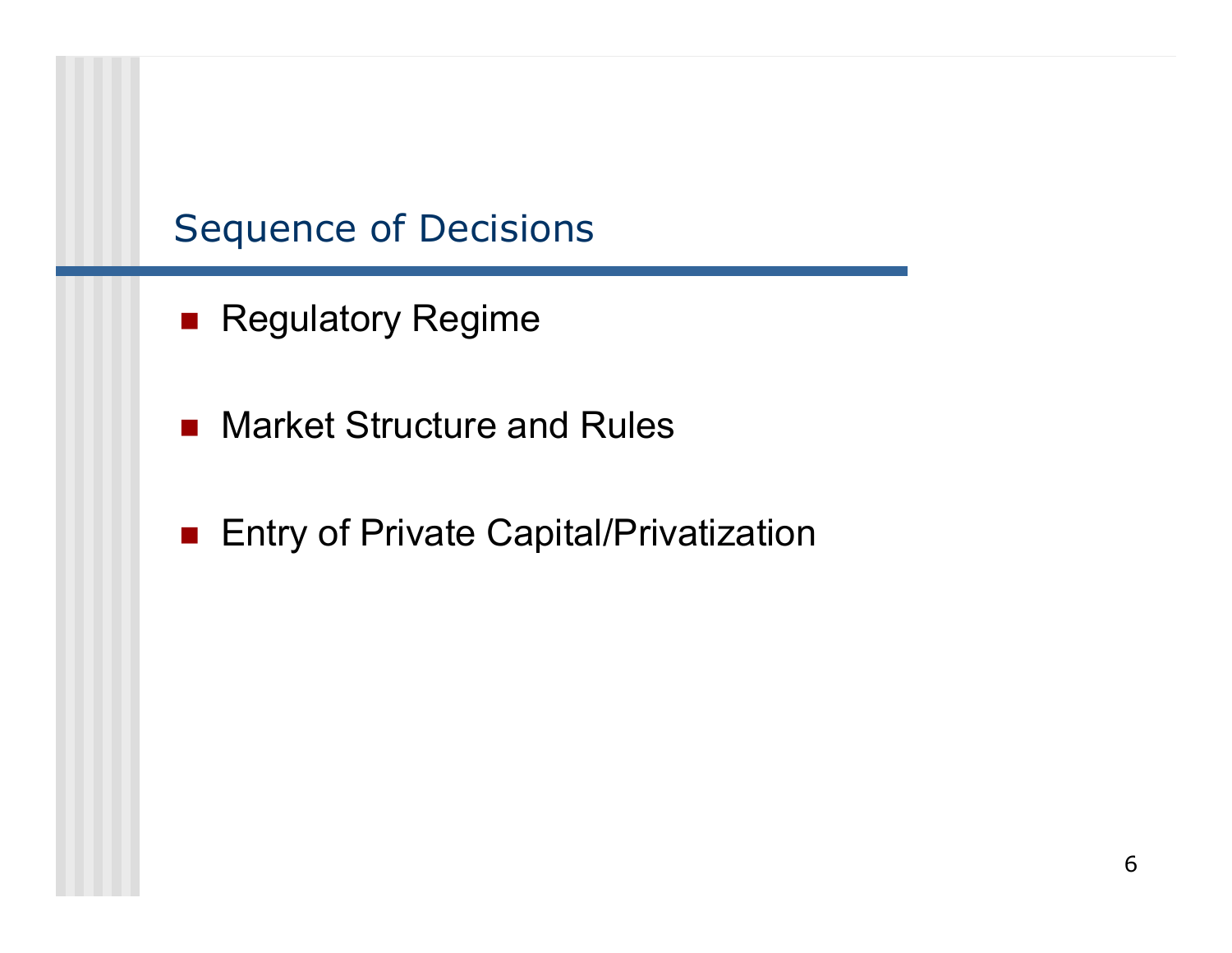## Sequence of Decisions

- Regulatory Regime
- Market Structure and Rules
- Entry of Private Capital/Privatization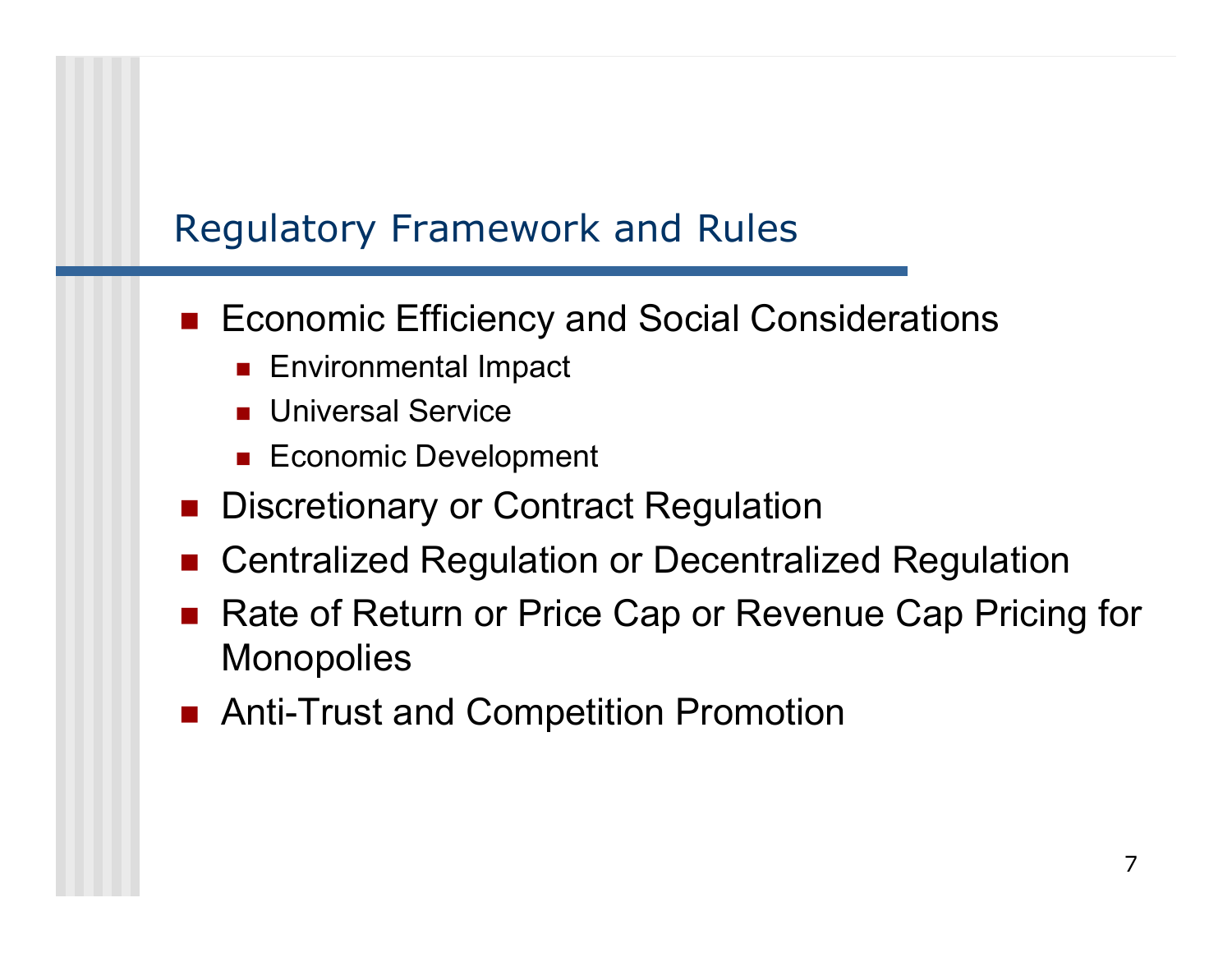## Regulatory Framework and Rules

- Economic Efficiency and Social Considerations
  - Environmental Impact
  - Universal Service
  - Economic Development
- Discretionary or Contract Regulation
- Centralized Regulation or Decentralized Regulation
- Rate of Return or Price Cap or Revenue Cap Pricing for Monopolies
- Anti-Trust and Competition Promotion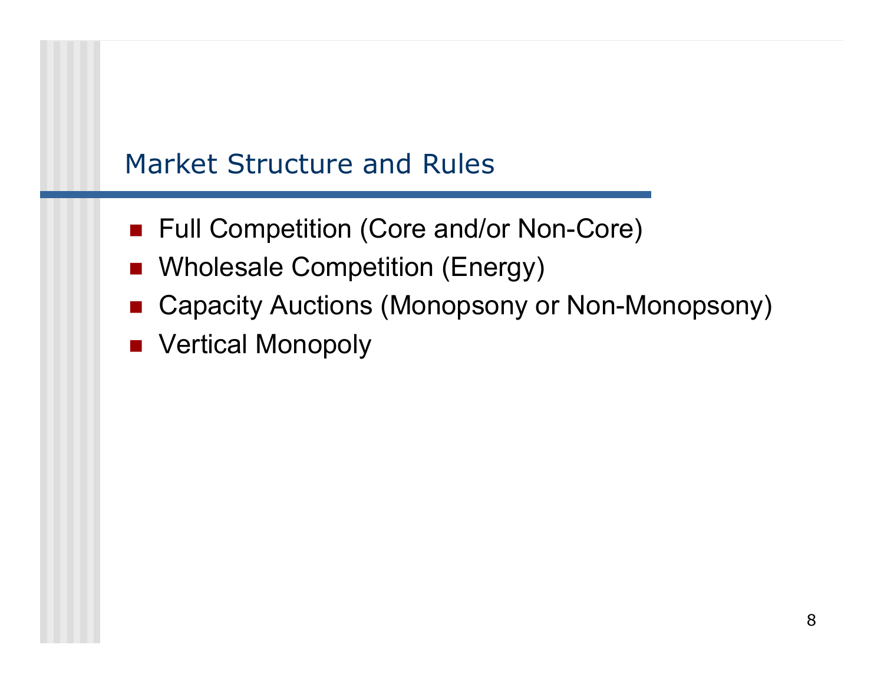## Market Structure and Rules

- Full Competition (Core and/or Non-Core)
- Wholesale Competition (Energy)
- Capacity Auctions (Monopsony or Non-Monopsony)
- Vertical Monopoly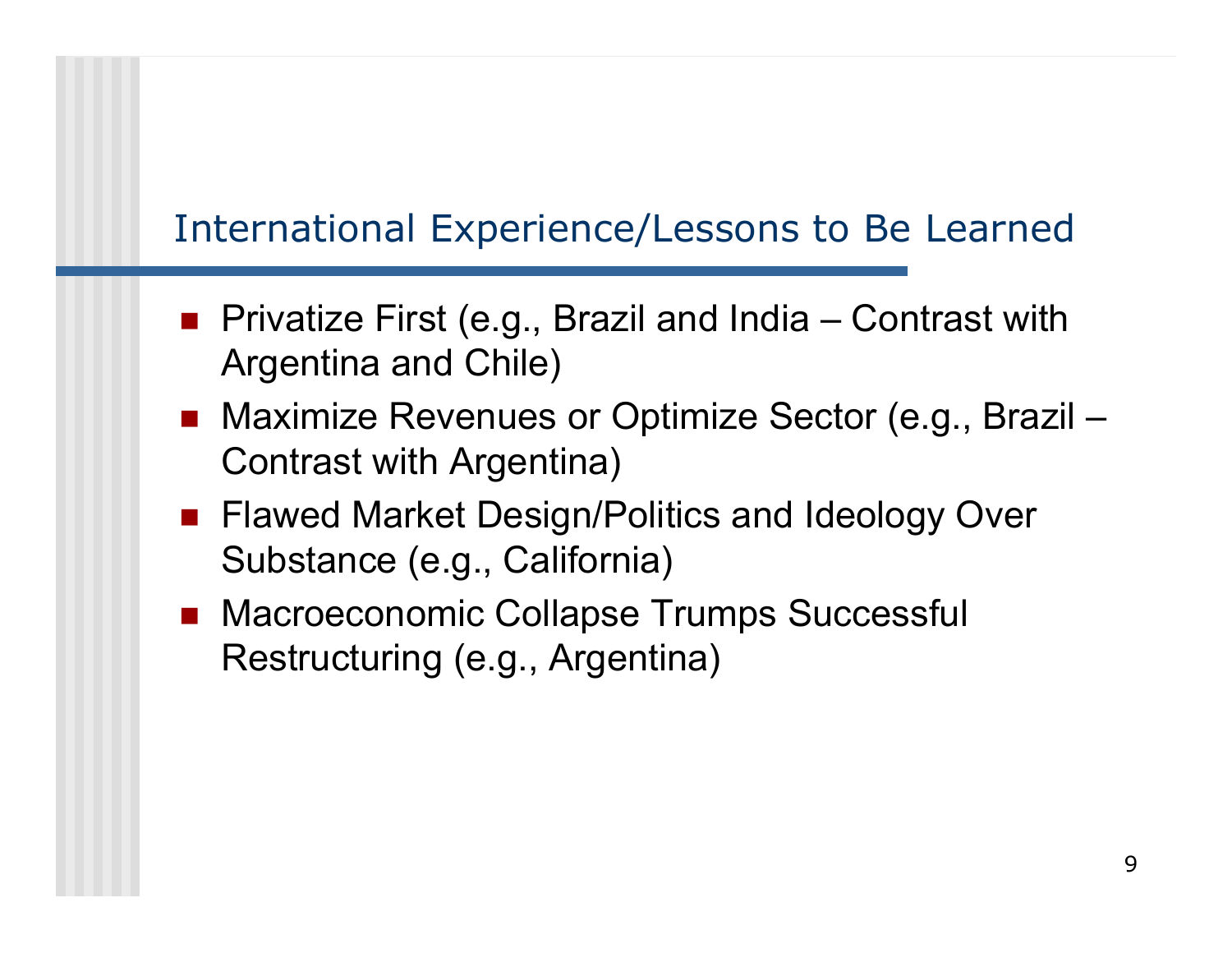## International Experience/Lessons to Be Learned

- Privatize First (e.g., Brazil and India – Contrast with Argentina and Chile)
- Maximize Revenues or Optimize Sector (e.g., Brazil – Contrast with Argentina)
- Flawed Market Design/Politics and Ideology Over Substance (e.g., California)
- Macroeconomic Collapse Trumps Successful Restructuring (e.g., Argentina)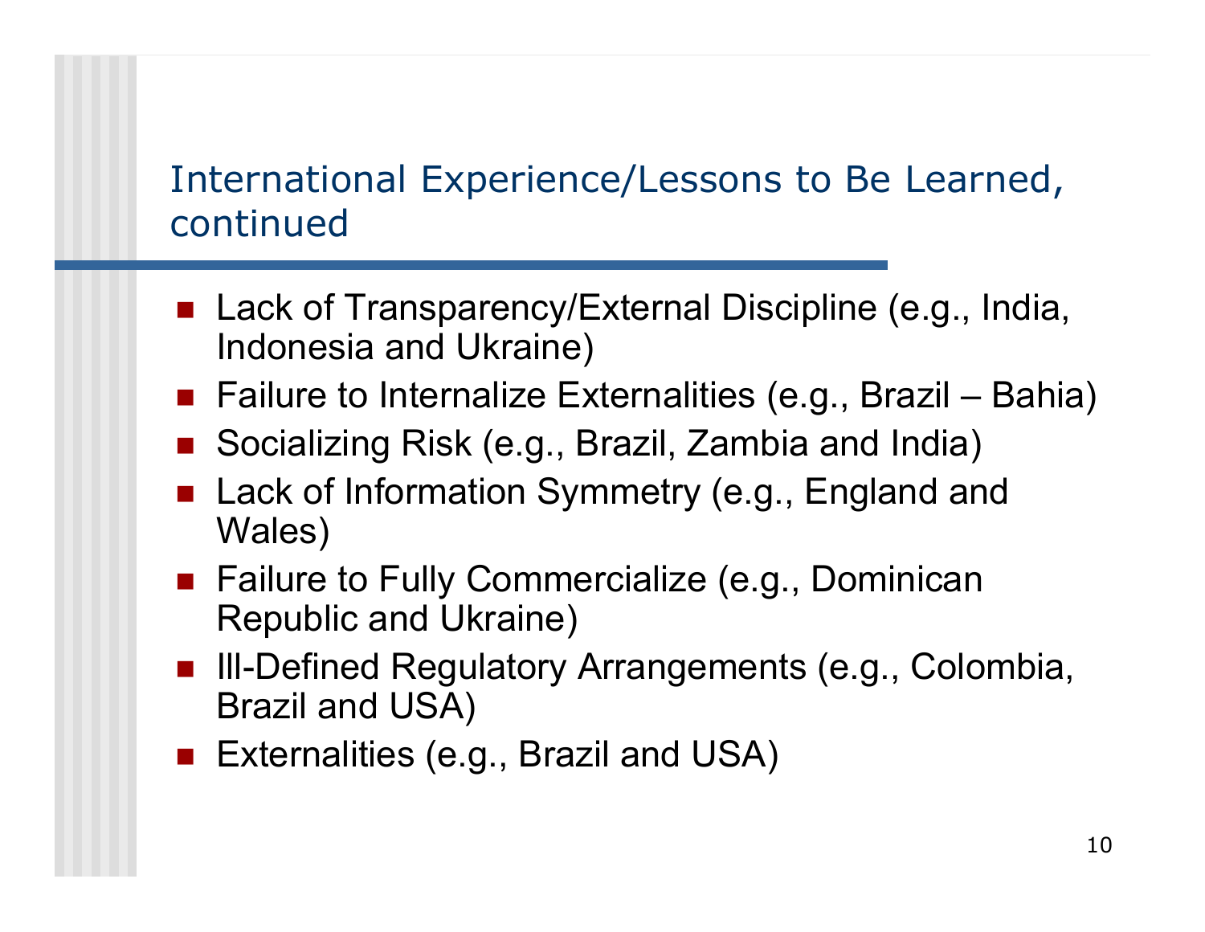## International Experience/Lessons to Be Learned, continued

- Lack of Transparency/External Discipline (e.g., India, Indonesia and Ukraine)
- Failure to Internalize Externalities (e.g., Brazil – Bahia)
- Socializing Risk (e.g., Brazil, Zambia and India)
- Lack of Information Symmetry (e.g., England and Wales)
- Failure to Fully Commercialize (e.g., Dominican Republic and Ukraine)
- Ill-Defined Regulatory Arrangements (e.g., Colombia, Brazil and USA)
- Externalities (e.g., Brazil and USA)